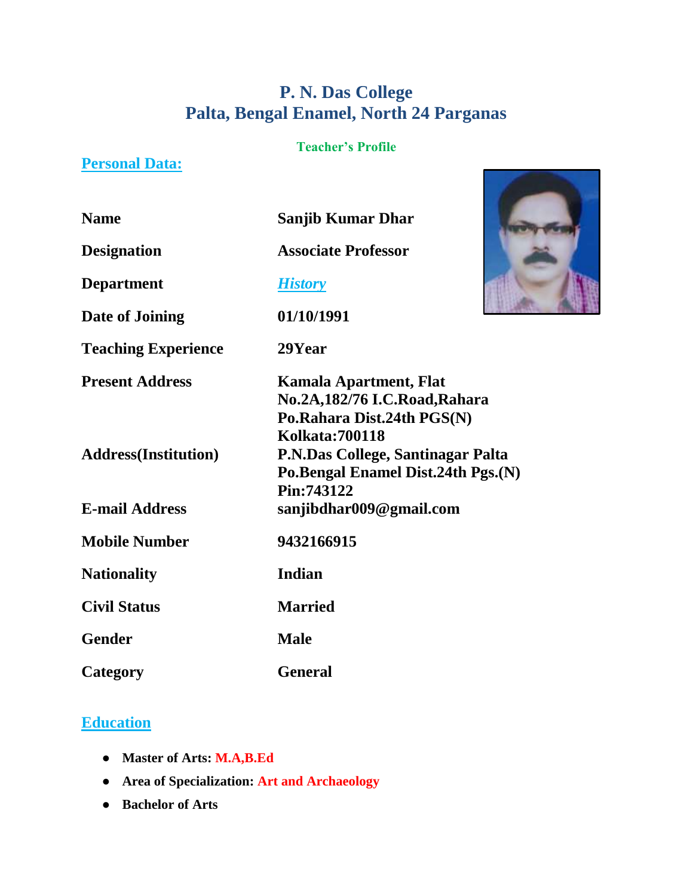# P. N. Das College
# Palta, Bengal Enamel, North 24 Parganas

**Teacher's Profile**

## Personal Data:

| | |
|---|---|
| **Name** | **Sanjib Kumar Dhar** |
| **Designation** | **Associate Professor** |
| **Department** | ***History*** |
| **Date of Joining** | **01/10/1991** |
| **Teaching Experience** | **29Year** |
| **Present Address** | **Kamala Apartment, Flat No.2A,182/76 I.C.Road,Rahara Po.Rahara Dist.24th PGS(N) Kolkata:700118** |
| **Address(Institution)** | **P.N.Das College, Santinagar Palta Po.Bengal Enamel Dist.24th Pgs.(N) Pin:743122** |
| **E-mail Address** | **sanjibdhar009@gmail.com** |
| **Mobile Number** | **9432166915** |
| **Nationality** | **Indian** |
| **Civil Status** | **Married** |
| **Gender** | **Male** |
| **Category** | **General** |

## Education

- **Master of Arts: M.A,B.Ed**
- **Area of Specialization: Art and Archaeology**
- **Bachelor of Arts**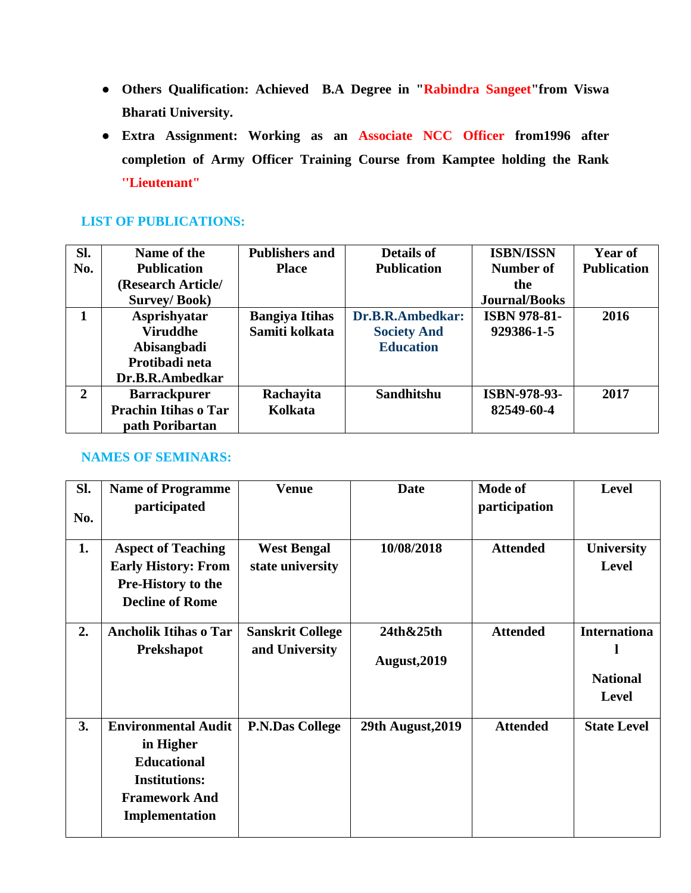- **Others Qualification: Achieved B.A Degree in "Rabindra Sangeet"from Viswa Bharati University.**
- **Extra Assignment: Working as an Associate NCC Officer from1996 after completion of Army Officer Training Course from Kamptee holding the Rank ''Lieutenant"**

## LIST OF PUBLICATIONS:

| Sl. No. | Name of the Publication (Research Article/ Survey/ Book) | Publishers and Place | Details of Publication | ISBN/ISSN Number of the Journal/Books | Year of Publication |
|---|---|---|---|---|---|
| 1 | Asprishyatar Viruddhe Abisangbadi Protibadi neta Dr.B.R.Ambedkar | Bangiya Itihas Samiti kolkata | Dr.B.R.Ambedkar: Society And Education | ISBN 978-81-929386-1-5 | 2016 |
| 2 | Barrackpurer Prachin Itihas o Tar path Poribartan | Rachayita Kolkata | Sandhitshu | ISBN-978-93-82549-60-4 | 2017 |

## NAMES OF SEMINARS:

| Sl. No. | Name of Programme participated | Venue | Date | Mode of participation | Level |
|---|---|---|---|---|---|
| 1. | Aspect of Teaching Early History: From Pre-History to the Decline of Rome | West Bengal state university | 10/08/2018 | Attended | University Level |
| 2. | Ancholik Itihas o Tar Prekshapot | Sanskrit College and University | 24th&25th August,2019 | Attended | International National Level |
| 3. | Environmental Audit in Higher Educational Institutions: Framework And Implementation | P.N.Das College | 29th August,2019 | Attended | State Level |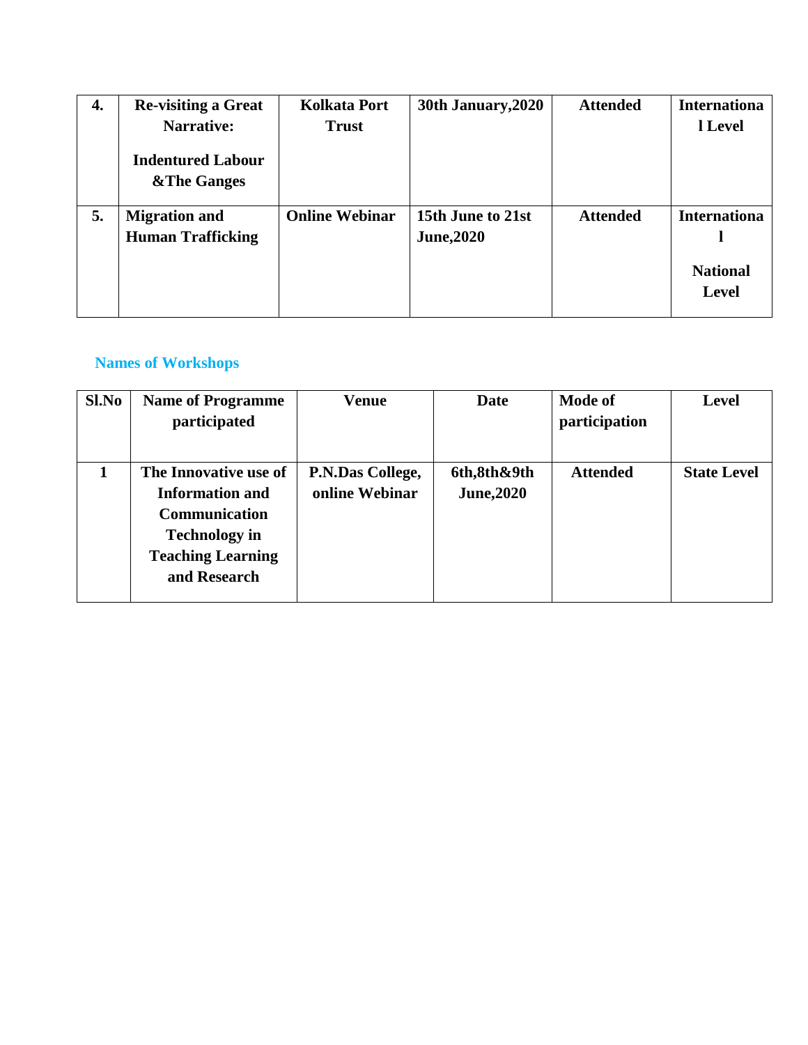| | | | | | |
|---|---|---|---|---|---|
| **4.** | **Re-visiting a Great Narrative:** **Indentured Labour &The Ganges** | **Kolkata Port Trust** | **30th January,2020** | **Attended** | **International Level** |
| **5.** | **Migration and Human Trafficking** | **Online Webinar** | **15th June to 21st June,2020** | **Attended** | **International** **National Level** |

## Names of Workshops

| Sl.No | Name of Programme participated | Venue | Date | Mode of participation | Level |
|---|---|---|---|---|---|
| **1** | **The Innovative use of Information and Communication Technology in Teaching Learning and Research** | **P.N.Das College, online Webinar** | **6th,8th&9th June,2020** | **Attended** | **State Level** |